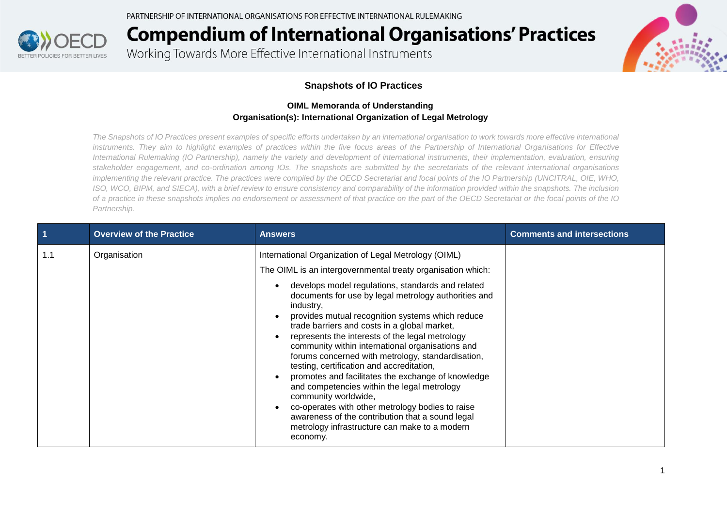PARTNERSHIP OF INTERNATIONAL ORGANISATIONS FOR EFFECTIVE INTERNATIONAL RULEMAKING

# Compendium of International Organisations' Practices

Working Towards More Effective International Instruments

## Snapshots of IO Practices

### OIML Memoranda of Understanding
### Organisation(s): International Organization of Legal Metrology

*The Snapshots of IO Practices present examples of specific efforts undertaken by an international organisation to work towards more effective international instruments. They aim to highlight examples of practices within the five focus areas of the Partnership of International Organisations for Effective International Rulemaking (IO Partnership), namely the variety and development of international instruments, their implementation, evaluation, ensuring stakeholder engagement, and co-ordination among IOs. The snapshots are submitted by the secretariats of the relevant international organisations implementing the relevant practice. The practices were compiled by the OECD Secretariat and focal points of the IO Partnership (UNCITRAL, OIE, WHO, ISO, WCO, BIPM, and SIECA), with a brief review to ensure consistency and comparability of the information provided within the snapshots. The inclusion of a practice in these snapshots implies no endorsement or assessment of that practice on the part of the OECD Secretariat or the focal points of the IO Partnership.*

| 1 | Overview of the Practice | Answers | Comments and intersections |
|---|---|---|---|
| 1.1 | Organisation | International Organization of Legal Metrology (OIML)<br><br>The OIML is an intergovernmental treaty organisation which:<br>• develops model regulations, standards and related documents for use by legal metrology authorities and industry,<br>• provides mutual recognition systems which reduce trade barriers and costs in a global market,<br>• represents the interests of the legal metrology community within international organisations and forums concerned with metrology, standardisation, testing, certification and accreditation,<br>• promotes and facilitates the exchange of knowledge and competencies within the legal metrology community worldwide,<br>• co-operates with other metrology bodies to raise awareness of the contribution that a sound legal metrology infrastructure can make to a modern economy. | |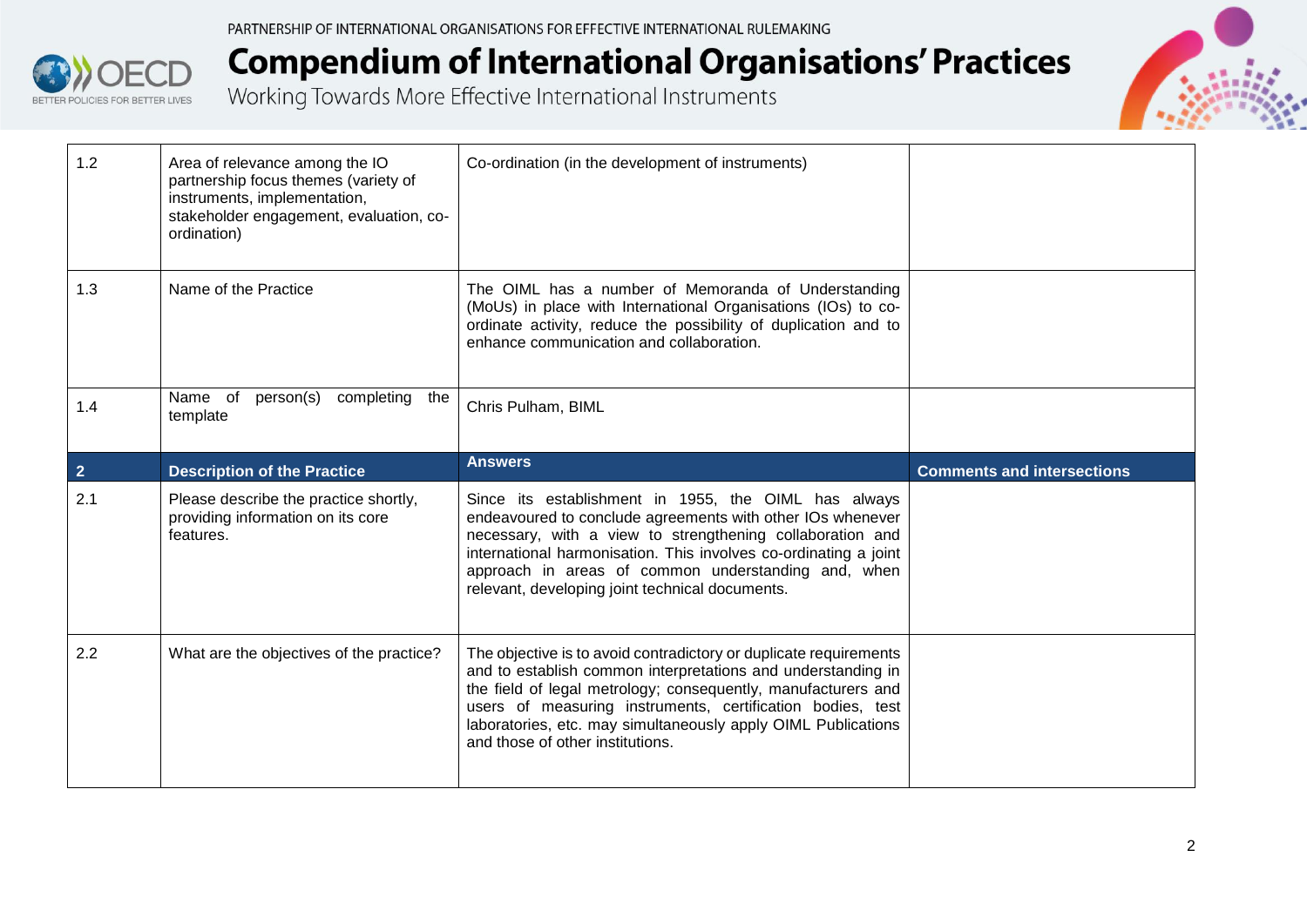| | | | |
|---|---|---|---|
| 1.2 | Area of relevance among the IO partnership focus themes (variety of instruments, implementation, stakeholder engagement, evaluation, co-ordination) | Co-ordination (in the development of instruments) | |
| 1.3 | Name of the Practice | The OIML has a number of Memoranda of Understanding (MoUs) in place with International Organisations (IOs) to co-ordinate activity, reduce the possibility of duplication and to enhance communication and collaboration. | |
| 1.4 | Name of person(s) completing the template | Chris Pulham, BIML | |
| **2** | **Description of the Practice** | **Answers** | **Comments and intersections** |
| 2.1 | Please describe the practice shortly, providing information on its core features. | Since its establishment in 1955, the OIML has always endeavoured to conclude agreements with other IOs whenever necessary, with a view to strengthening collaboration and international harmonisation. This involves co-ordinating a joint approach in areas of common understanding and, when relevant, developing joint technical documents. | |
| 2.2 | What are the objectives of the practice? | The objective is to avoid contradictory or duplicate requirements and to establish common interpretations and understanding in the field of legal metrology; consequently, manufacturers and users of measuring instruments, certification bodies, test laboratories, etc. may simultaneously apply OIML Publications and those of other institutions. | |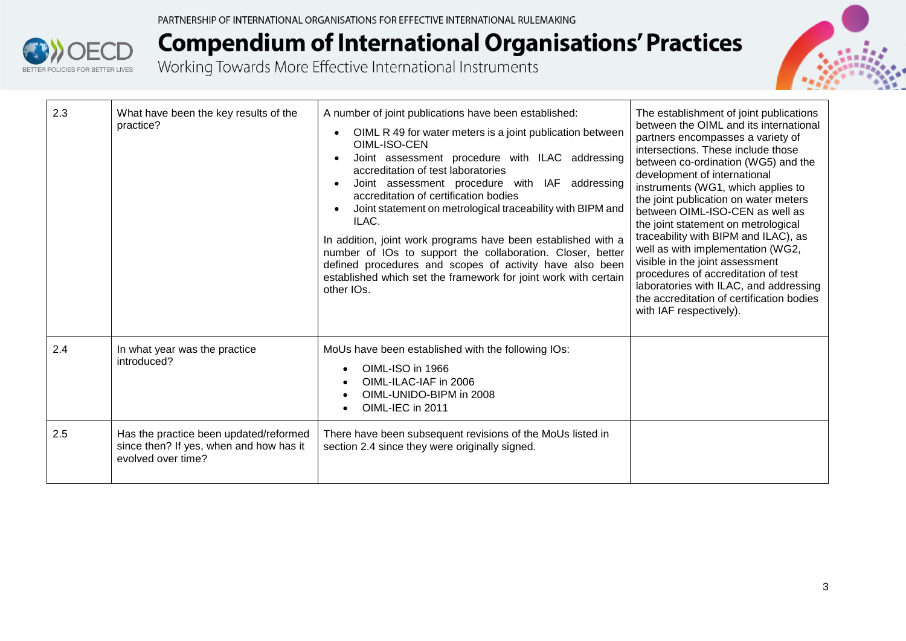| 2.3 | What have been the key results of the practice? | A number of joint publications have been established:<br>• OIML R 49 for water meters is a joint publication between OIML-ISO-CEN<br>• Joint assessment procedure with ILAC addressing accreditation of test laboratories<br>• Joint assessment procedure with IAF addressing accreditation of certification bodies<br>• Joint statement on metrological traceability with BIPM and ILAC.<br><br>In addition, joint work programs have been established with a number of IOs to support the collaboration. Closer, better defined procedures and scopes of activity have also been established which set the framework for joint work with certain other IOs. | The establishment of joint publications between the OIML and its international partners encompasses a variety of intersections. These include those between co-ordination (WG5) and the development of international instruments (WG1, which applies to the joint publication on water meters between OIML-ISO-CEN as well as the joint statement on metrological traceability with BIPM and ILAC), as well as with implementation (WG2, visible in the joint assessment procedures of accreditation of test laboratories with ILAC, and addressing the accreditation of certification bodies with IAF respectively). |
|---|---|---|---|
| 2.4 | In what year was the practice introduced? | MoUs have been established with the following IOs:<br>• OIML-ISO in 1966<br>• OIML-ILAC-IAF in 2006<br>• OIML-UNIDO-BIPM in 2008<br>• OIML-IEC in 2011 | |
| 2.5 | Has the practice been updated/reformed since then? If yes, when and how has it evolved over time? | There have been subsequent revisions of the MoUs listed in section 2.4 since they were originally signed. | |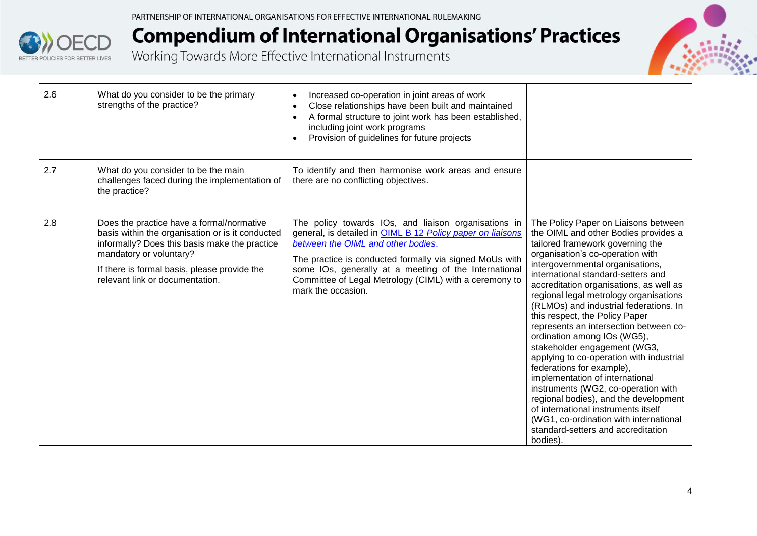| | | | |
|---|---|---|---|
| 2.6 | What do you consider to be the primary strengths of the practice? | • Increased co-operation in joint areas of work<br>• Close relationships have been built and maintained<br>• A formal structure to joint work has been established, including joint work programs<br>• Provision of guidelines for future projects | |
| 2.7 | What do you consider to be the main challenges faced during the implementation of the practice? | To identify and then harmonise work areas and ensure there are no conflicting objectives. | |
| 2.8 | Does the practice have a formal/normative basis within the organisation or is it conducted informally? Does this basis make the practice mandatory or voluntary?<br><br>If there is formal basis, please provide the relevant link or documentation. | The policy towards IOs, and liaison organisations in general, is detailed in OIML B 12 *Policy paper on liaisons between the OIML and other bodies*.<br><br>The practice is conducted formally via signed MoUs with some IOs, generally at a meeting of the International Committee of Legal Metrology (CIML) with a ceremony to mark the occasion. | The Policy Paper on Liaisons between the OIML and other Bodies provides a tailored framework governing the organisation's co-operation with intergovernmental organisations, international standard-setters and accreditation organisations, as well as regional legal metrology organisations (RLMOs) and industrial federations. In this respect, the Policy Paper represents an intersection between co-ordination among IOs (WG5), stakeholder engagement (WG3, applying to co-operation with industrial federations for example), implementation of international instruments (WG2, co-operation with regional bodies), and the development of international instruments itself (WG1, co-ordination with international standard-setters and accreditation bodies). |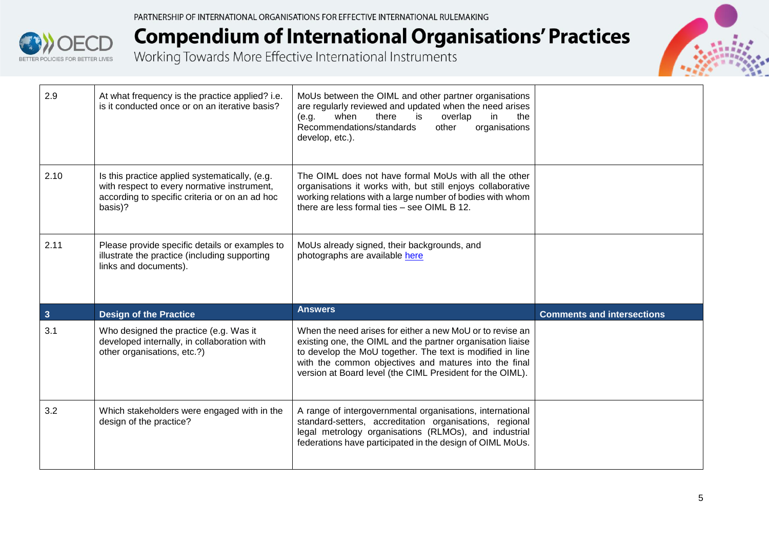| | | | |
|---|---|---|---|
| 2.9 | At what frequency is the practice applied? i.e. is it conducted once or on an iterative basis? | MoUs between the OIML and other partner organisations are regularly reviewed and updated when the need arises (e.g. when there is overlap in the Recommendations/standards other organisations develop, etc.). | |
| 2.10 | Is this practice applied systematically, (e.g. with respect to every normative instrument, according to specific criteria or on an ad hoc basis)? | The OIML does not have formal MoUs with all the other organisations it works with, but still enjoys collaborative working relations with a large number of bodies with whom there are less formal ties – see OIML B 12. | |
| 2.11 | Please provide specific details or examples to illustrate the practice (including supporting links and documents). | MoUs already signed, their backgrounds, and photographs are available here | |
| **3** | **Design of the Practice** | **Answers** | **Comments and intersections** |
| 3.1 | Who designed the practice (e.g. Was it developed internally, in collaboration with other organisations, etc.?) | When the need arises for either a new MoU or to revise an existing one, the OIML and the partner organisation liaise to develop the MoU together. The text is modified in line with the common objectives and matures into the final version at Board level (the CIML President for the OIML). | |
| 3.2 | Which stakeholders were engaged with in the design of the practice? | A range of intergovernmental organisations, international standard-setters, accreditation organisations, regional legal metrology organisations (RLMOs), and industrial federations have participated in the design of OIML MoUs. | |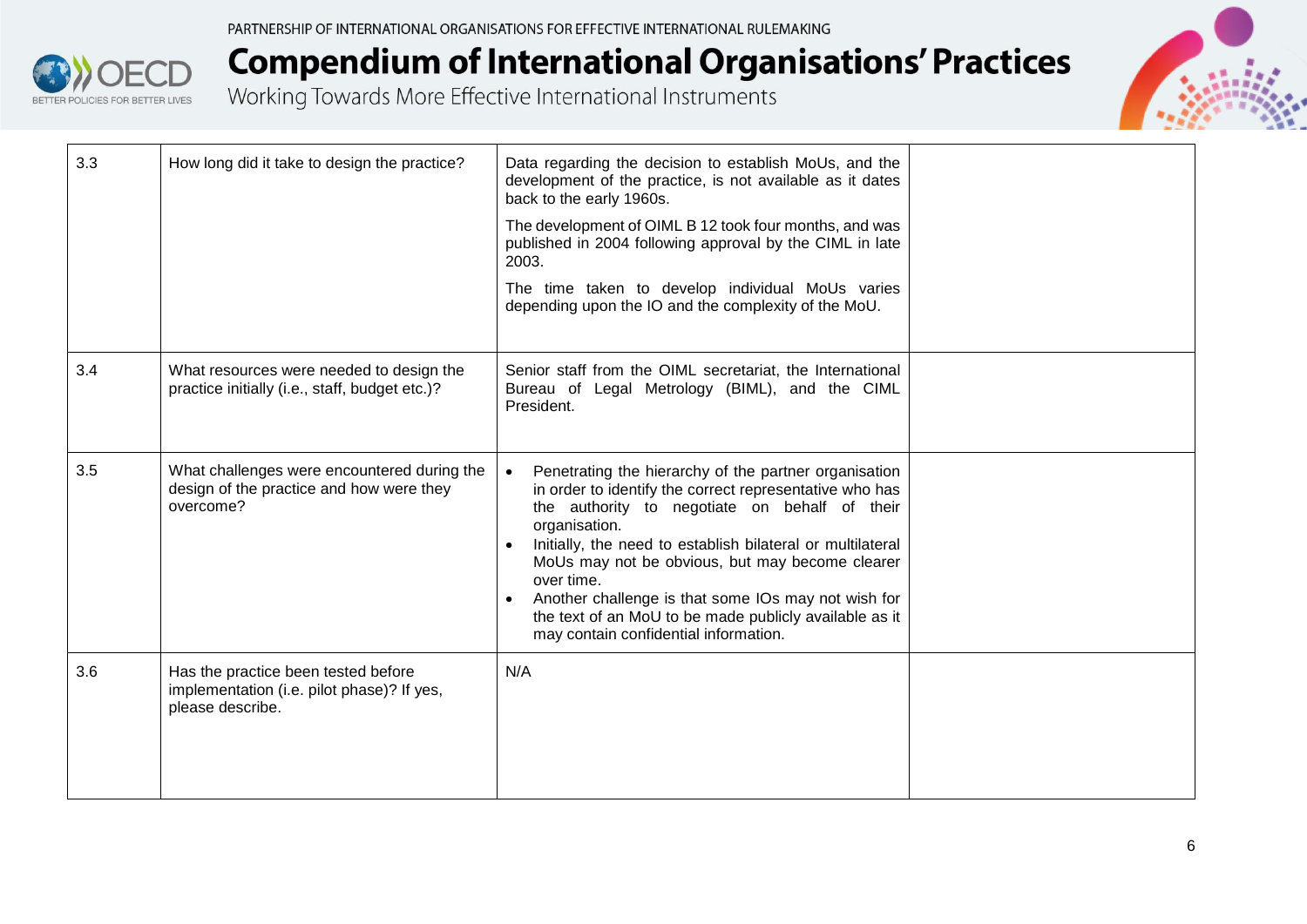| | | | |
|---|---|---|---|
| 3.3 | How long did it take to design the practice? | Data regarding the decision to establish MoUs, and the development of the practice, is not available as it dates back to the early 1960s.<br><br>The development of OIML B 12 took four months, and was published in 2004 following approval by the CIML in late 2003.<br><br>The time taken to develop individual MoUs varies depending upon the IO and the complexity of the MoU. | |
| 3.4 | What resources were needed to design the practice initially (i.e., staff, budget etc.)? | Senior staff from the OIML secretariat, the International Bureau of Legal Metrology (BIML), and the CIML President. | |
| 3.5 | What challenges were encountered during the design of the practice and how were they overcome? | • Penetrating the hierarchy of the partner organisation in order to identify the correct representative who has the authority to negotiate on behalf of their organisation.<br>• Initially, the need to establish bilateral or multilateral MoUs may not be obvious, but may become clearer over time.<br>• Another challenge is that some IOs may not wish for the text of an MoU to be made publicly available as it may contain confidential information. | |
| 3.6 | Has the practice been tested before implementation (i.e. pilot phase)? If yes, please describe. | N/A | |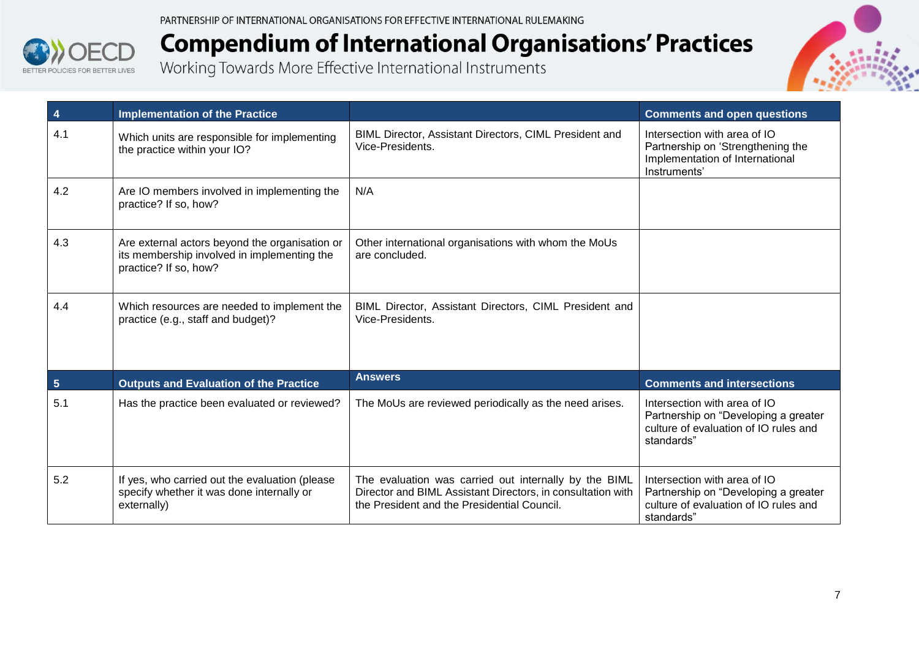| 4 | Implementation of the Practice | | Comments and open questions |
|---|---|---|---|
| 4.1 | Which units are responsible for implementing the practice within your IO? | BIML Director, Assistant Directors, CIML President and Vice-Presidents. | Intersection with area of IO Partnership on 'Strengthening the Implementation of International Instruments' |
| 4.2 | Are IO members involved in implementing the practice? If so, how? | N/A | |
| 4.3 | Are external actors beyond the organisation or its membership involved in implementing the practice? If so, how? | Other international organisations with whom the MoUs are concluded. | |
| 4.4 | Which resources are needed to implement the practice (e.g., staff and budget)? | BIML Director, Assistant Directors, CIML President and Vice-Presidents. | |
| **5** | **Outputs and Evaluation of the Practice** | **Answers** | **Comments and intersections** |
| 5.1 | Has the practice been evaluated or reviewed? | The MoUs are reviewed periodically as the need arises. | Intersection with area of IO Partnership on "Developing a greater culture of evaluation of IO rules and standards" |
| 5.2 | If yes, who carried out the evaluation (please specify whether it was done internally or externally) | The evaluation was carried out internally by the BIML Director and BIML Assistant Directors, in consultation with the President and the Presidential Council. | Intersection with area of IO Partnership on "Developing a greater culture of evaluation of IO rules and standards" |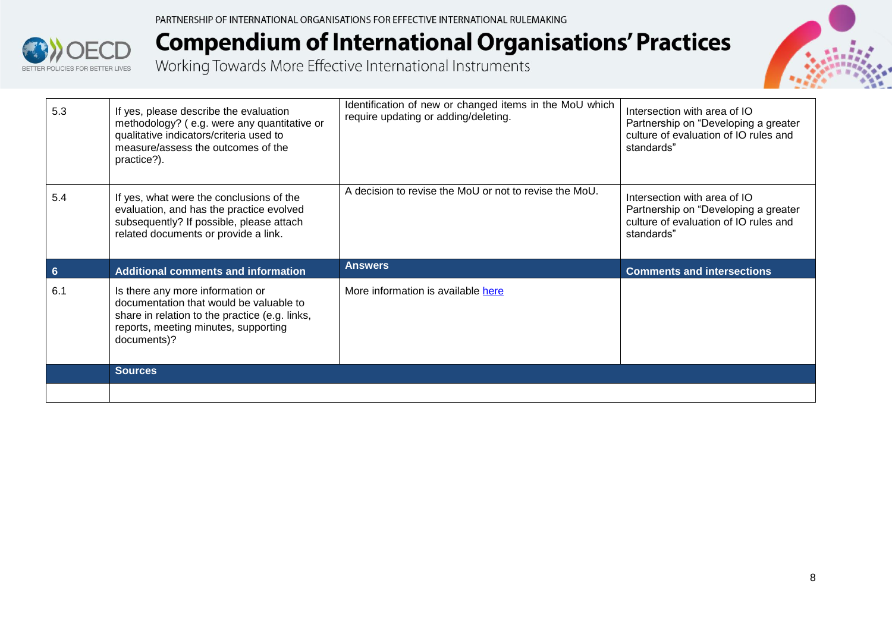| | | | |
|---|---|---|---|
| 5.3 | If yes, please describe the evaluation methodology? ( e.g. were any quantitative or qualitative indicators/criteria used to measure/assess the outcomes of the practice?). | Identification of new or changed items in the MoU which require updating or adding/deleting. | Intersection with area of IO Partnership on "Developing a greater culture of evaluation of IO rules and standards" |
| 5.4 | If yes, what were the conclusions of the evaluation, and has the practice evolved subsequently? If possible, please attach related documents or provide a link. | A decision to revise the MoU or not to revise the MoU. | Intersection with area of IO Partnership on "Developing a greater culture of evaluation of IO rules and standards" |
| **6** | **Additional comments and information** | **Answers** | **Comments and intersections** |
| 6.1 | Is there any more information or documentation that would be valuable to share in relation to the practice (e.g. links, reports, meeting minutes, supporting documents)? | More information is available here | |
| | **Sources** | | |
| | | | |